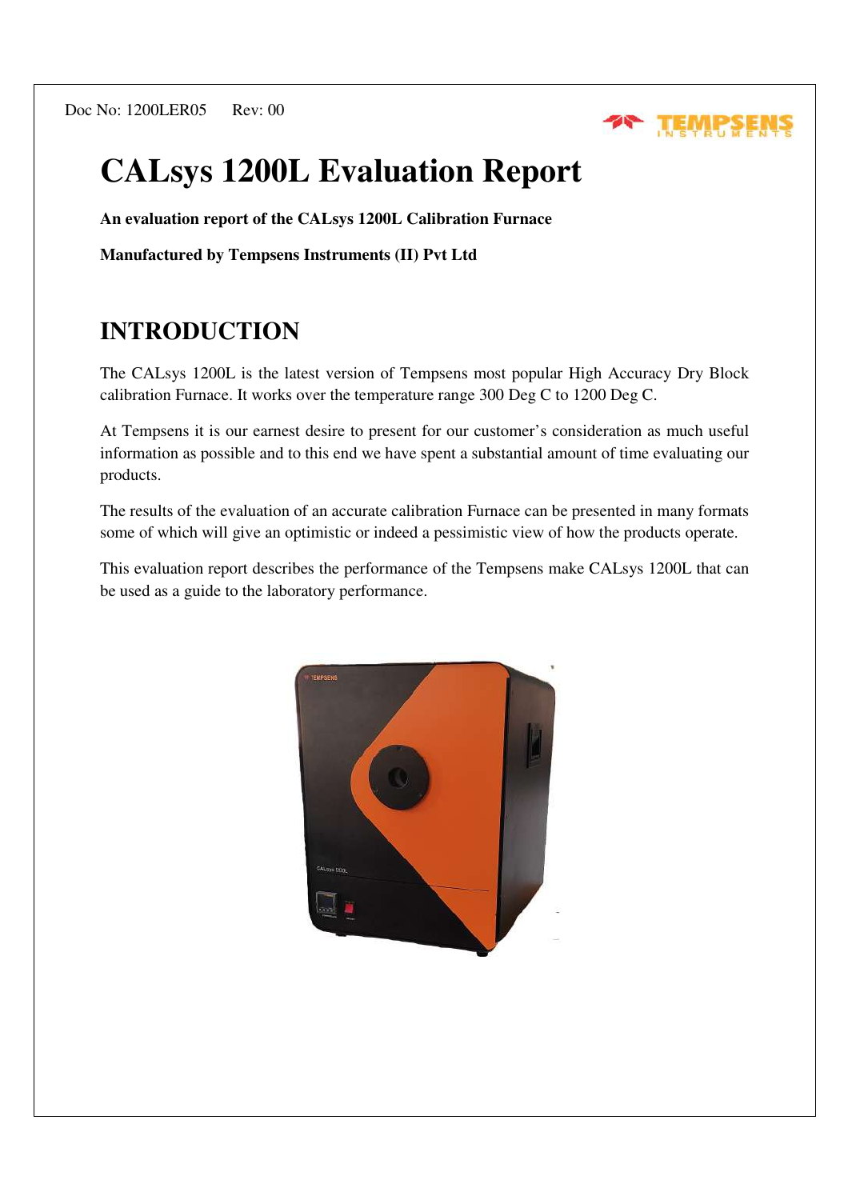Doc No: 1200LER05 Rev: 00

# CALsys 1200L Evaluation Report

**An evaluation report of the CALsys 1200L Calibration Furnace**

**Manufactured by Tempsens Instruments (II) Pvt Ltd**

## INTRODUCTION

The CALsys 1200L is the latest version of Tempsens most popular High Accuracy Dry Block calibration Furnace. It works over the temperature range 300 Deg C to 1200 Deg C.

At Tempsens it is our earnest desire to present for our customer's consideration as much useful information as possible and to this end we have spent a substantial amount of time evaluating our products.

The results of the evaluation of an accurate calibration Furnace can be presented in many formats some of which will give an optimistic or indeed a pessimistic view of how the products operate.

This evaluation report describes the performance of the Tempsens make CALsys 1200L that can be used as a guide to the laboratory performance.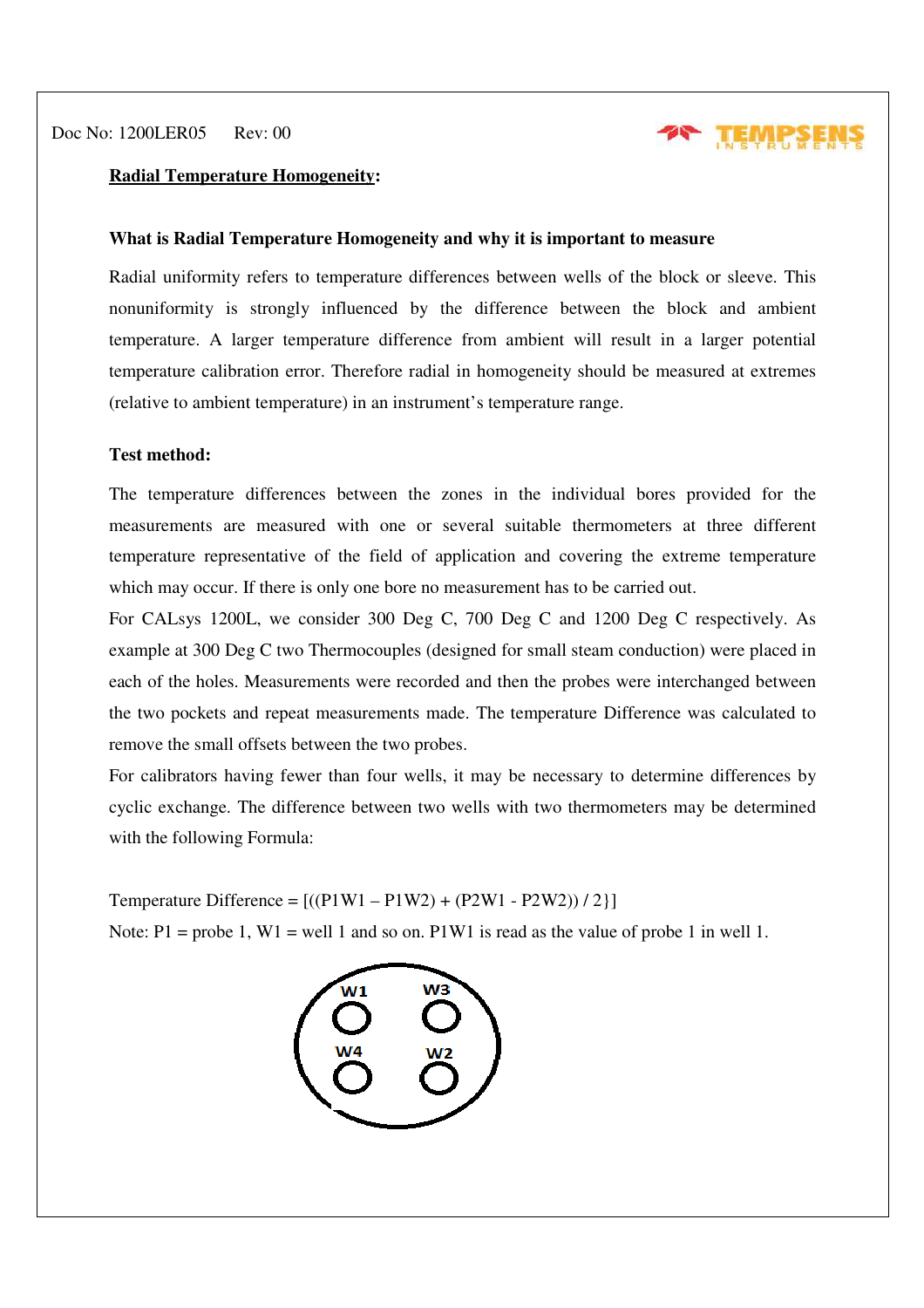Doc No: 1200LER05 Rev: 00

**Radial Temperature Homogeneity:**

**What is Radial Temperature Homogeneity and why it is important to measure**

Radial uniformity refers to temperature differences between wells of the block or sleeve. This nonuniformity is strongly influenced by the difference between the block and ambient temperature. A larger temperature difference from ambient will result in a larger potential temperature calibration error. Therefore radial in homogeneity should be measured at extremes (relative to ambient temperature) in an instrument's temperature range.

**Test method:**

The temperature differences between the zones in the individual bores provided for the measurements are measured with one or several suitable thermometers at three different temperature representative of the field of application and covering the extreme temperature which may occur. If there is only one bore no measurement has to be carried out.

For CALsys 1200L, we consider 300 Deg C, 700 Deg C and 1200 Deg C respectively. As example at 300 Deg C two Thermocouples (designed for small steam conduction) were placed in each of the holes. Measurements were recorded and then the probes were interchanged between the two pockets and repeat measurements made. The temperature Difference was calculated to remove the small offsets between the two probes.

For calibrators having fewer than four wells, it may be necessary to determine differences by cyclic exchange. The difference between two wells with two thermometers may be determined with the following Formula:

Temperature Difference = [((P1W1 – P1W2) + (P2W1 - P2W2)) / 2}]

Note: P1 = probe 1, W1 = well 1 and so on. P1W1 is read as the value of probe 1 in well 1.

W1 W3

W4 W2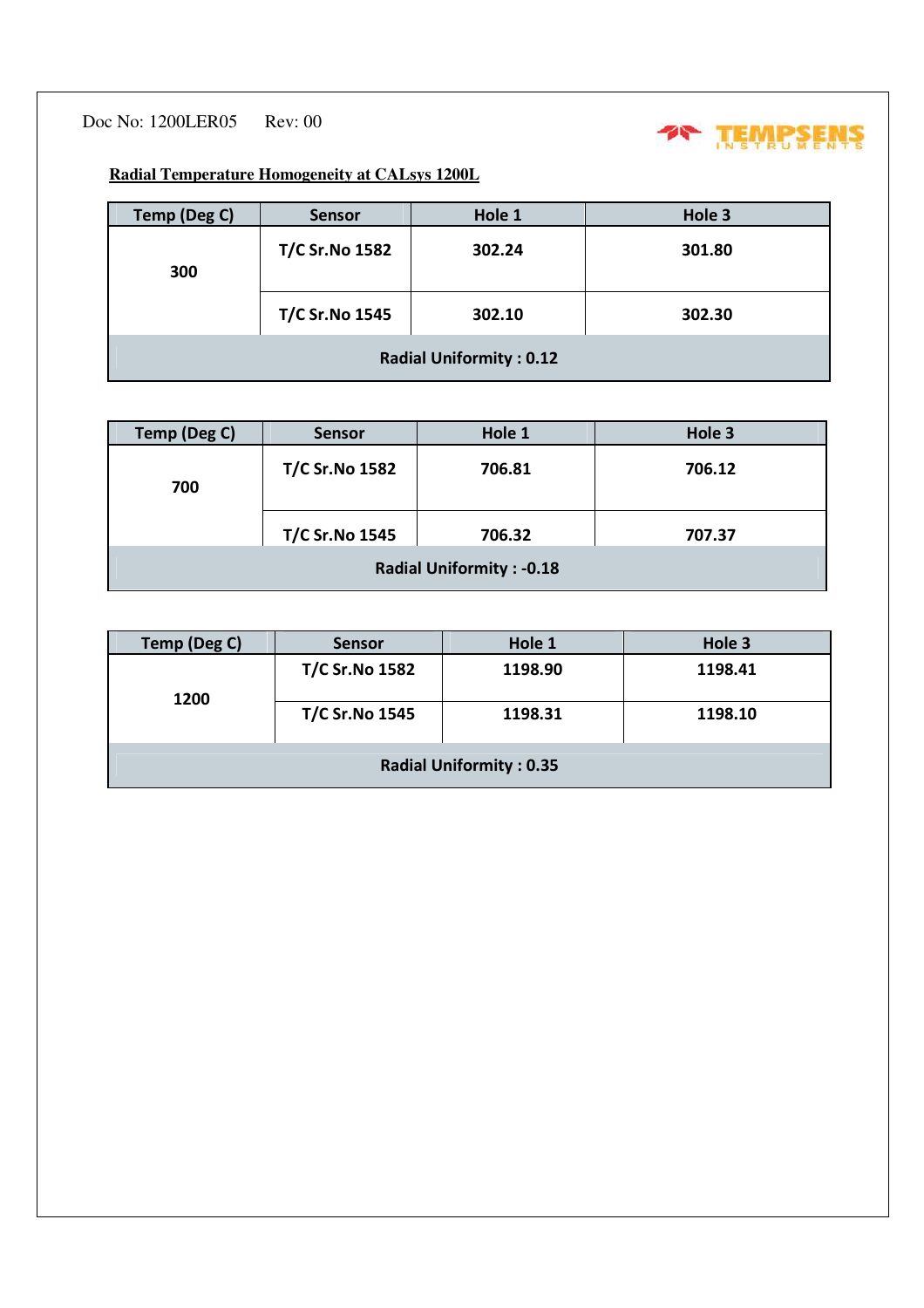Doc No: 1200LER05 Rev: 00

**Radial Temperature Homogeneity at CALsys 1200L**

| Temp (Deg C) | Sensor | Hole 1 | Hole 3 |
|---|---|---|---|
| 300 | T/C Sr.No 1582 | 302.24 | 301.80 |
| | T/C Sr.No 1545 | 302.10 | 302.30 |
| Radial Uniformity : 0.12 | | | |

| Temp (Deg C) | Sensor | Hole 1 | Hole 3 |
|---|---|---|---|
| 700 | T/C Sr.No 1582 | 706.81 | 706.12 |
| | T/C Sr.No 1545 | 706.32 | 707.37 |
| Radial Uniformity : -0.18 | | | |

| Temp (Deg C) | Sensor | Hole 1 | Hole 3 |
|---|---|---|---|
| 1200 | T/C Sr.No 1582 | 1198.90 | 1198.41 |
| | T/C Sr.No 1545 | 1198.31 | 1198.10 |
| Radial Uniformity : 0.35 | | | |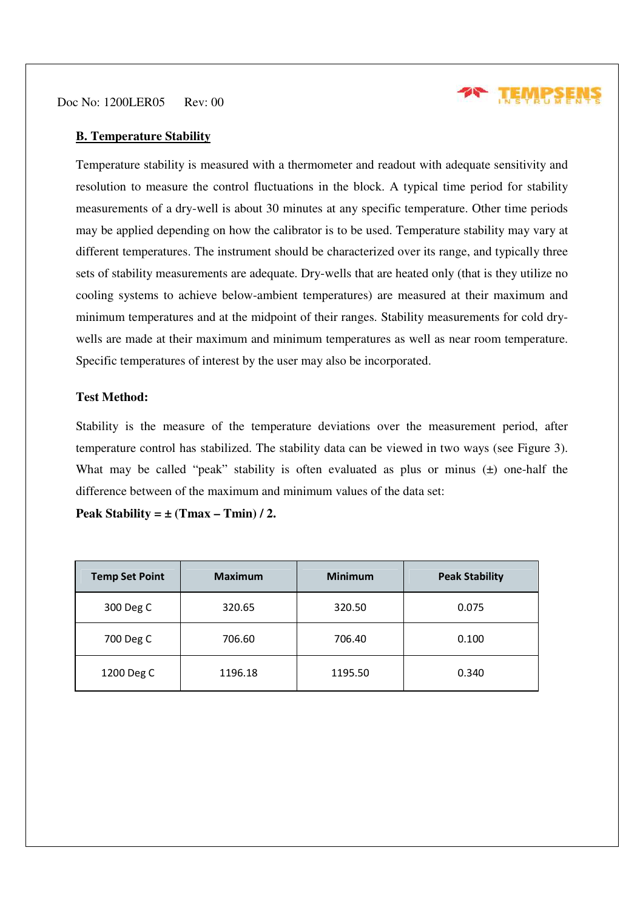Doc No: 1200LER05 Rev: 00

## B. Temperature Stability

Temperature stability is measured with a thermometer and readout with adequate sensitivity and resolution to measure the control fluctuations in the block. A typical time period for stability measurements of a dry-well is about 30 minutes at any specific temperature. Other time periods may be applied depending on how the calibrator is to be used. Temperature stability may vary at different temperatures. The instrument should be characterized over its range, and typically three sets of stability measurements are adequate. Dry-wells that are heated only (that is they utilize no cooling systems to achieve below-ambient temperatures) are measured at their maximum and minimum temperatures and at the midpoint of their ranges. Stability measurements for cold dry-wells are made at their maximum and minimum temperatures as well as near room temperature. Specific temperatures of interest by the user may also be incorporated.

**Test Method:**

Stability is the measure of the temperature deviations over the measurement period, after temperature control has stabilized. The stability data can be viewed in two ways (see Figure 3). What may be called "peak" stability is often evaluated as plus or minus (±) one-half the difference between of the maximum and minimum values of the data set:

**Peak Stability = ± (Tmax – Tmin) / 2.**

| Temp Set Point | Maximum | Minimum | Peak Stability |
|---|---|---|---|
| 300 Deg C | 320.65 | 320.50 | 0.075 |
| 700 Deg C | 706.60 | 706.40 | 0.100 |
| 1200 Deg C | 1196.18 | 1195.50 | 0.340 |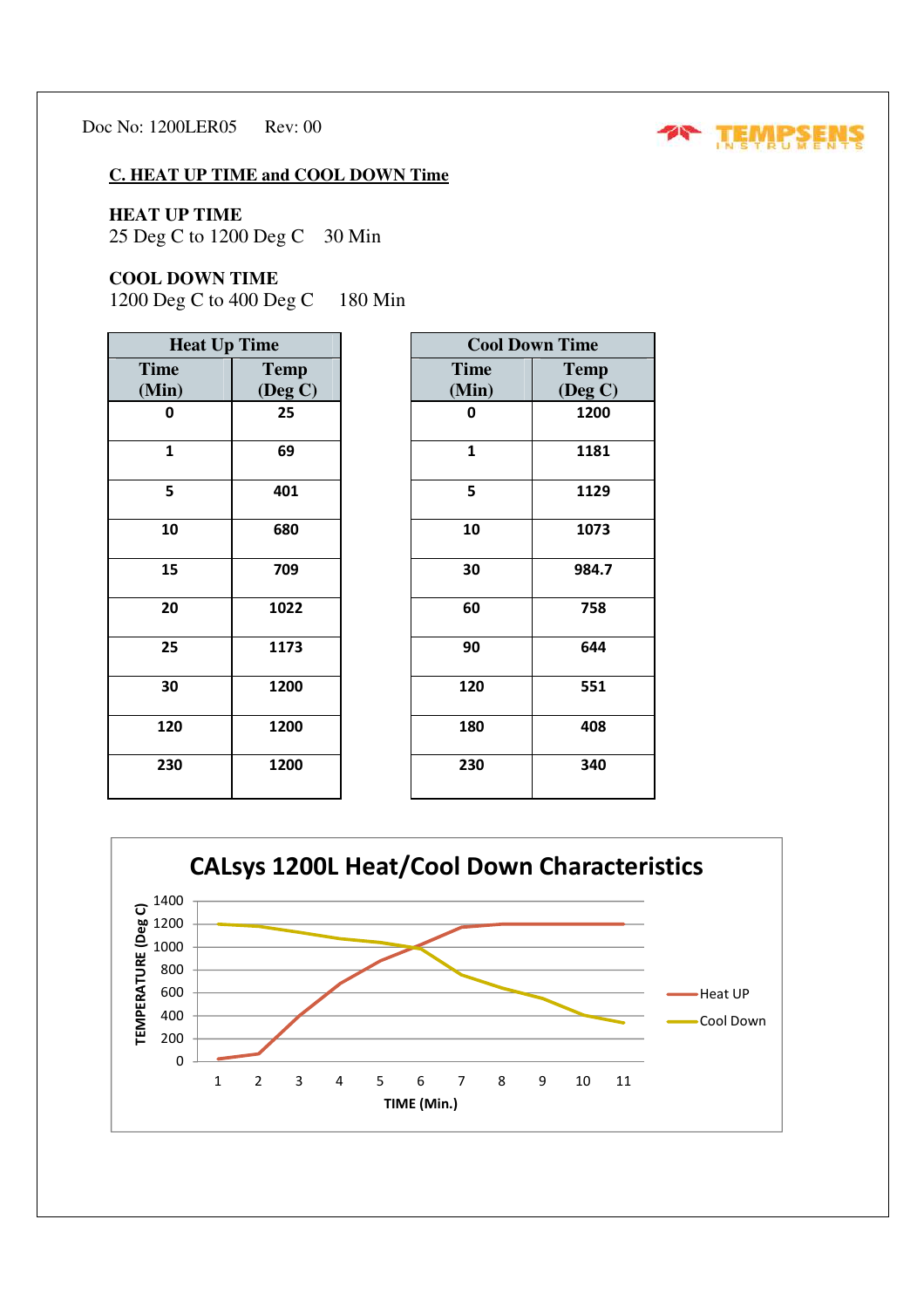Doc No: 1200LER05 Rev: 00

## C. HEAT UP TIME and COOL DOWN Time

**HEAT UP TIME**
25 Deg C to 1200 Deg C 30 Min

**COOL DOWN TIME**
1200 Deg C to 400 Deg C 180 Min

| Heat Up Time | |
|---|---|
| **Time (Min)** | **Temp (Deg C)** |
| 0 | 25 |
| 1 | 69 |
| 5 | 401 |
| 10 | 680 |
| 15 | 709 |
| 20 | 1022 |
| 25 | 1173 |
| 30 | 1200 |
| 120 | 1200 |
| 230 | 1200 |

| Cool Down Time | |
|---|---|
| **Time (Min)** | **Temp (Deg C)** |
| 0 | 1200 |
| 1 | 1181 |
| 5 | 1129 |
| 10 | 1073 |
| 30 | 984.7 |
| 60 | 758 |
| 90 | 644 |
| 120 | 551 |
| 180 | 408 |
| 230 | 340 |

CALsys 1200L Heat/Cool Down Characteristics

TEMPERATURE (Deg C)

1400
1200
1000
800
600
400
200
0

1 2 3 4 5 6 7 8 9 10 11

TIME (Min.)

Heat UP
Cool Down